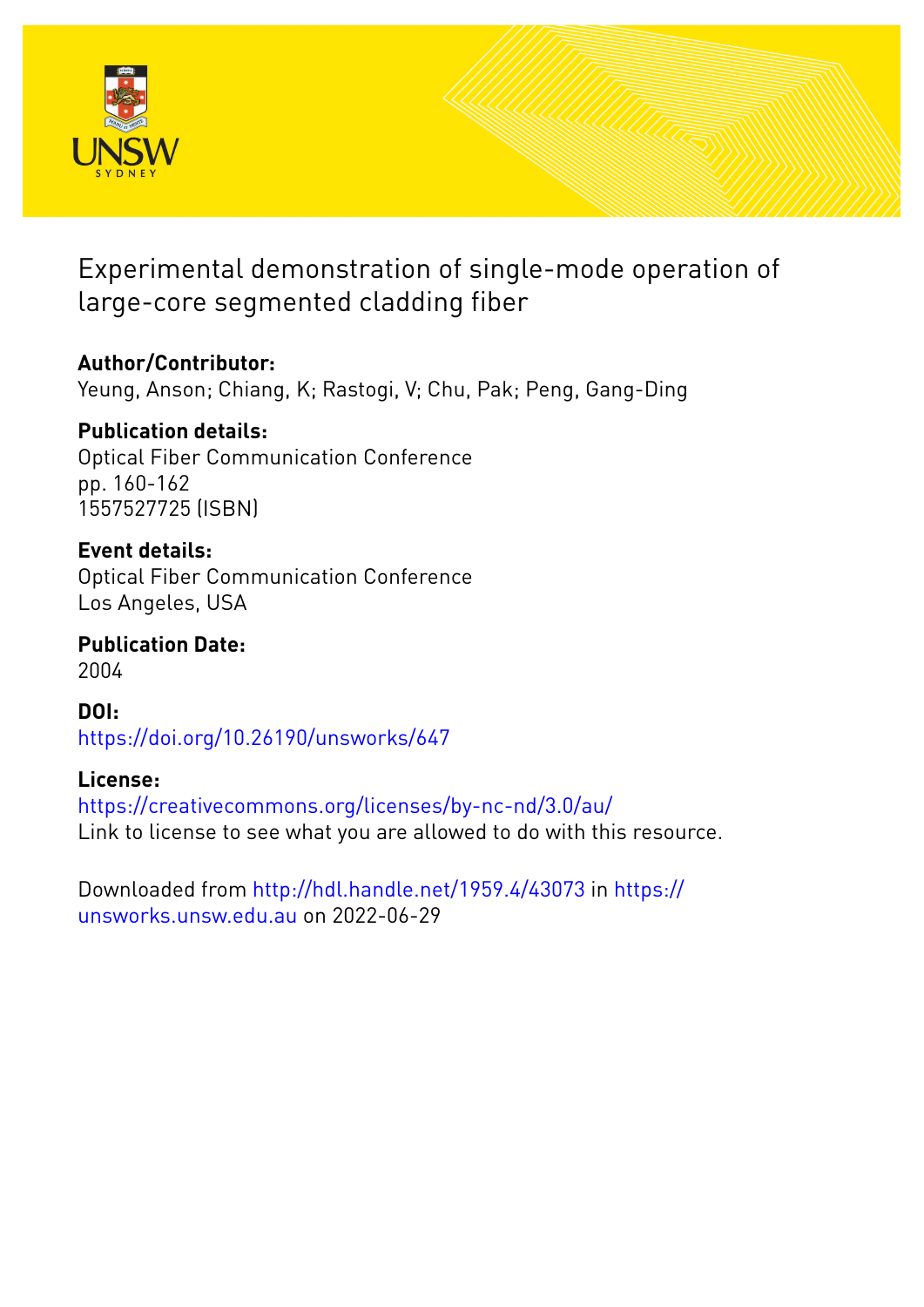# Experimental demonstration of single-mode operation of large-core segmented cladding fiber

**Author/Contributor:**
Yeung, Anson; Chiang, K; Rastogi, V; Chu, Pak; Peng, Gang-Ding

**Publication details:**
Optical Fiber Communication Conference
pp. 160-162
1557527725 (ISBN)

**Event details:**
Optical Fiber Communication Conference
Los Angeles, USA

**Publication Date:**
2004

**DOI:**
https://doi.org/10.26190/unsworks/647

**License:**
https://creativecommons.org/licenses/by-nc-nd/3.0/au/
Link to license to see what you are allowed to do with this resource.

Downloaded from http://hdl.handle.net/1959.4/43073 in https://unsworks.unsw.edu.au on 2022-06-29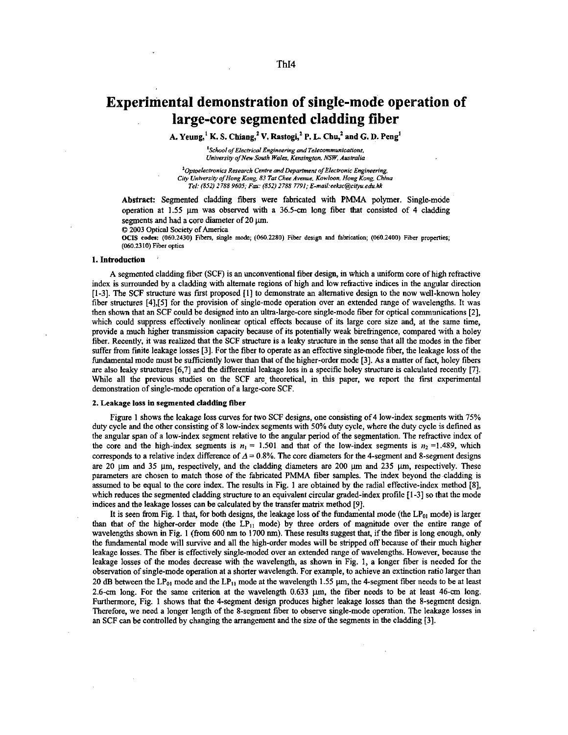# Experimental demonstration of single-mode operation of large-core segmented cladding fiber

**A. Yeung,[1] K. S. Chiang,[2] V. Rastogi,[2] P. L. Chu,[2] and G. D. Peng[1]**

[1]*School of Electrical Engineering and Telecommunications, University of New South Wales, Kensington, NSW, Australia*

[2]*Optoelectronics Research Centre and Department of Electronic Engineering, City University of Hong Kong, 83 Tat Chee Avenue, Kowloon, Hong Kong, China*
*Tel: (852) 2788 9605; Fax: (852) 2788 7791; E-mail: eeksc@cityu.edu.hk*

**Abstract:** Segmented cladding fibers were fabricated with PMMA polymer. Single-mode operation at 1.55 μm was observed with a 36.5-cm long fiber that consisted of 4 cladding segments and had a core diameter of 20 μm.

© 2003 Optical Society of America

**OCIS codes:** (060.2430) Fibers, single mode; (060.2280) Fiber design and fabrication; (060.2400) Fiber properties; (060.2310) Fiber optics

## 1. Introduction

A segmented cladding fiber (SCF) is an unconventional fiber design, in which a uniform core of high refractive index is surrounded by a cladding with alternate regions of high and low refractive indices in the angular direction [1-3]. The SCF structure was first proposed [1] to demonstrate an alternative design to the now well-known holey fiber structures [4],[5] for the provision of single-mode operation over an extended range of wavelengths. It was then shown that an SCF could be designed into an ultra-large-core single-mode fiber for optical communications [2], which could suppress effectively nonlinear optical effects because of its large core size and, at the same time, provide a much higher transmission capacity because of its potentially weak birefringence, compared with a holey fiber. Recently, it was realized that the SCF structure is a leaky structure in the sense that all the modes in the fiber suffer from finite leakage losses [3]. For the fiber to operate as an effective single-mode fiber, the leakage loss of the fundamental mode must be sufficiently lower than that of the higher-order mode [3]. As a matter of fact, holey fibers are also leaky structures [6,7] and the differential leakage loss in a specific holey structure is calculated recently [7]. While all the previous studies on the SCF are theoretical, in this paper, we report the first experimental demonstration of single-mode operation of a large-core SCF.

## 2. Leakage loss in segmented cladding fiber

Figure 1 shows the leakage loss curves for two SCF designs, one consisting of 4 low-index segments with 75% duty cycle and the other consisting of 8 low-index segments with 50% duty cycle, where the duty cycle is defined as the angular span of a low-index segment relative to the angular period of the segmentation. The refractive index of the core and the high-index segments is $n_1$ = 1.501 and that of the low-index segments is $n_2$ =1.489, which corresponds to a relative index difference of $\Delta$ = 0.8%. The core diameters for the 4-segment and 8-segment designs are 20 μm and 35 μm, respectively, and the cladding diameters are 200 μm and 235 μm, respectively. These parameters are chosen to match those of the fabricated PMMA fiber samples. The index beyond the cladding is assumed to be equal to the core index. The results in Fig. 1 are obtained by the radial effective-index method [8], which reduces the segmented cladding structure to an equivalent circular graded-index profile [1-3] so that the mode indices and the leakage losses can be calculated by the transfer matrix method [9].

It is seen from Fig. 1 that, for both designs, the leakage loss of the fundamental mode (the $LP_{01}$ mode) is larger than that of the higher-order mode (the $LP_{11}$ mode) by three orders of magnitude over the entire range of wavelengths shown in Fig. 1 (from 600 nm to 1700 nm). These results suggest that, if the fiber is long enough, only the fundamental mode will survive and all the high-order modes will be stripped off because of their much higher leakage losses. The fiber is effectively single-moded over an extended range of wavelengths. However, because the leakage losses of the modes decrease with the wavelength, as shown in Fig. 1, a longer fiber is needed for the observation of single-mode operation at a shorter wavelength. For example, to achieve an extinction ratio larger than 20 dB between the $LP_{01}$ mode and the $LP_{11}$ mode at the wavelength 1.55 μm, the 4-segment fiber needs to be at least 2.6-cm long. For the same criterion at the wavelength 0.633 μm, the fiber needs to be at least 46-cm long. Furthermore, Fig. 1 shows that the 4-segment design produces higher leakage losses than the 8-segment design. Therefore, we need a longer length of the 8-segment fiber to observe single-mode operation. The leakage losses in an SCF can be controlled by changing the arrangement and the size of the segments in the cladding [3].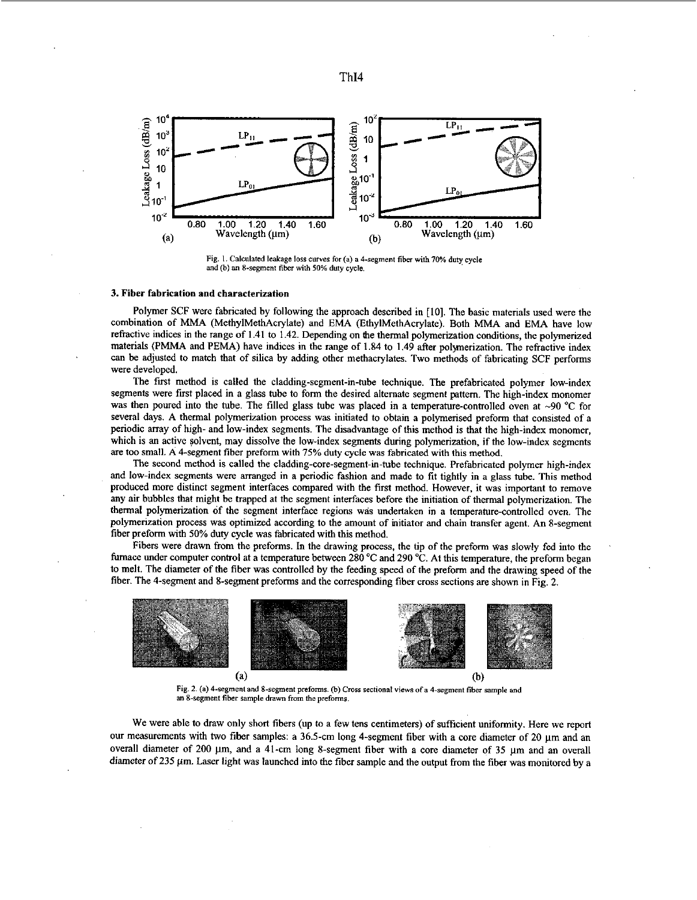Fig. 1. Calculated leakage loss curves for (a) a 4-segment fiber with 70% duty cycle and (b) an 8-segment fiber with 50% duty cycle.

### 3. Fiber fabrication and characterization

Polymer SCF were fabricated by following the approach described in [10]. The basic materials used were the combination of MMA (MethylMethAcrylate) and EMA (EthylMethAcrylate). Both MMA and EMA have low refractive indices in the range of 1.41 to 1.42. Depending on the thermal polymerization conditions, the polymerized materials (PMMA and PEMA) have indices in the range of 1.84 to 1.49 after polymerization. The refractive index can be adjusted to match that of silica by adding other methacrylates. Two methods of fabricating SCF performs were developed.

The first method is called the cladding-segment-in-tube technique. The prefabricated polymer low-index segments were first placed in a glass tube to form the desired alternate segment pattern. The high-index monomer was then poured into the tube. The filled glass tube was placed in a temperature-controlled oven at ~90 °C for several days. A thermal polymerization process was initiated to obtain a polymerised preform that consisted of a periodic array of high- and low-index segments. The disadvantage of this method is that the high-index monomer, which is an active solvent, may dissolve the low-index segments during polymerization, if the low-index segments are too small. A 4-segment fiber preform with 75% duty cycle was fabricated with this method.

The second method is called the cladding-core-segment-in-tube technique. Prefabricated polymer high-index and low-index segments were arranged in a periodic fashion and made to fit tightly in a glass tube. This method produced more distinct segment interfaces compared with the first method. However, it was important to remove any air bubbles that might be trapped at the segment interfaces before the initiation of thermal polymerization. The thermal polymerization of the segment interface regions was undertaken in a temperature-controlled oven. The polymerization process was optimized according to the amount of initiator and chain transfer agent. An 8-segment fiber preform with 50% duty cycle was fabricated with this method.

Fibers were drawn from the preforms. In the drawing process, the tip of the preform was slowly fed into the furnace under computer control at a temperature between 280 °C and 290 °C. At this temperature, the preform began to melt. The diameter of the fiber was controlled by the feeding speed of the preform and the drawing speed of the fiber. The 4-segment and 8-segment preforms and the corresponding fiber cross sections are shown in Fig. 2.

Fig. 2. (a) 4-segment and 8-segment preforms. (b) Cross sectional views of a 4-segment fiber sample and an 8-segment fiber sample drawn from the preforms.

We were able to draw only short fibers (up to a few tens centimeters) of sufficient uniformity. Here we report our measurements with two fiber samples: a 36.5-cm long 4-segment fiber with a core diameter of 20 μm and an overall diameter of 200 μm, and a 41-cm long 8-segment fiber with a core diameter of 35 μm and an overall diameter of 235 μm. Laser light was launched into the fiber sample and the output from the fiber was monitored by a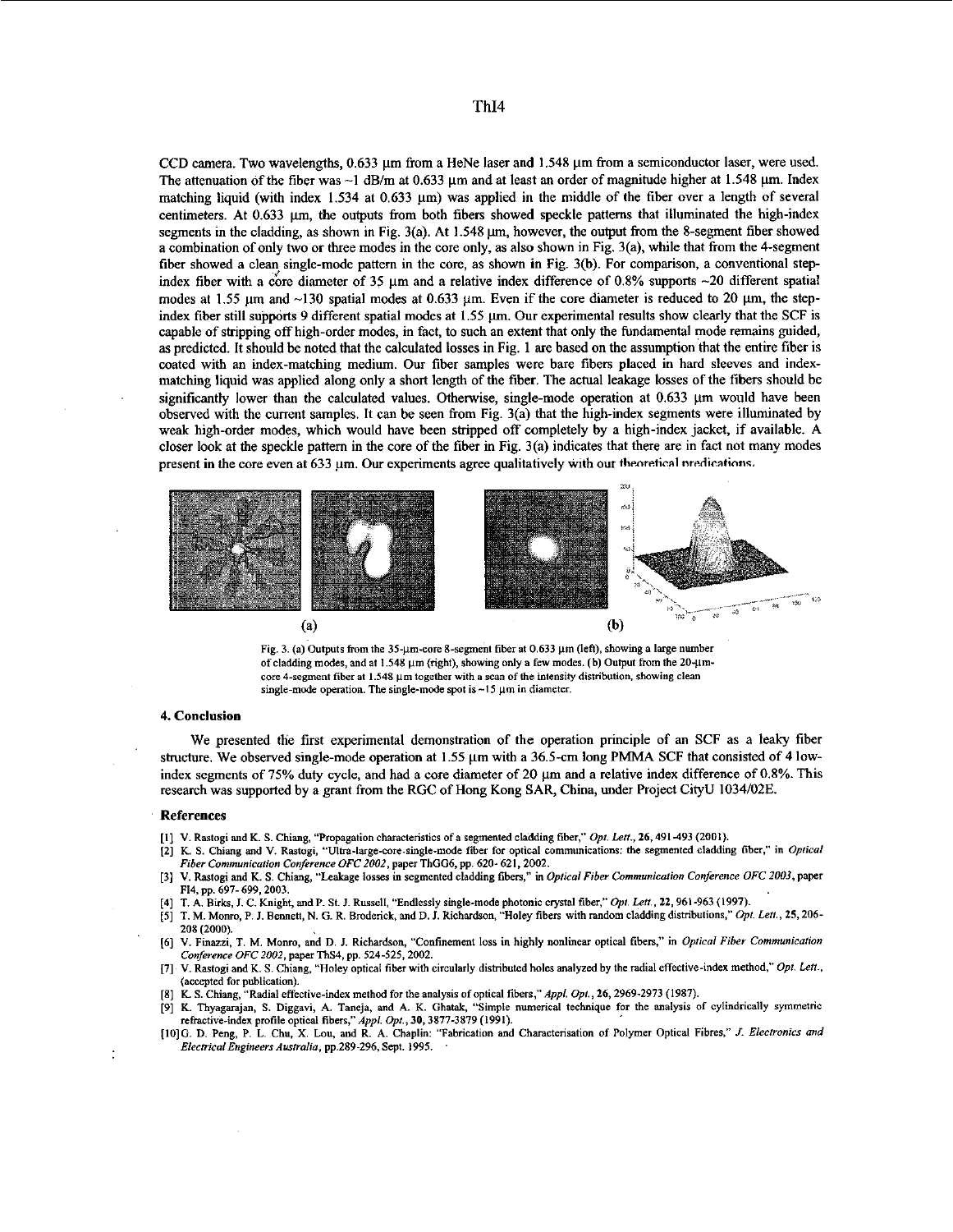CCD camera. Two wavelengths, 0.633 μm from a HeNe laser and 1.548 μm from a semiconductor laser, were used. The attenuation of the fiber was ~1 dB/m at 0.633 μm and at least an order of magnitude higher at 1.548 μm. Index matching liquid (with index 1.534 at 0.633 μm) was applied in the middle of the fiber over a length of several centimeters. At 0.633 μm, the outputs from both fibers showed speckle patterns that illuminated the high-index segments in the cladding, as shown in Fig. 3(a). At 1.548 μm, however, the output from the 8-segment fiber showed a combination of only two or three modes in the core only, as also shown in Fig. 3(a), while that from the 4-segment fiber showed a clean single-mode pattern in the core, as shown in Fig. 3(b). For comparison, a conventional step-index fiber with a core diameter of 35 μm and a relative index difference of 0.8% supports ~20 different spatial modes at 1.55 μm and ~130 spatial modes at 0.633 μm. Even if the core diameter is reduced to 20 μm, the step-index fiber still supports 9 different spatial modes at 1.55 μm. Our experimental results show clearly that the SCF is capable of stripping off high-order modes, in fact, to such an extent that only the fundamental mode remains guided, as predicted. It should be noted that the calculated losses in Fig. 1 are based on the assumption that the entire fiber is coated with an index-matching medium. Our fiber samples were bare fibers placed in hard sleeves and index-matching liquid was applied along only a short length of the fiber. The actual leakage losses of the fibers should be significantly lower than the calculated values. Otherwise, single-mode operation at 0.633 μm would have been observed with the current samples. It can be seen from Fig. 3(a) that the high-index segments were illuminated by weak high-order modes, which would have been stripped off completely by a high-index jacket, if available. A closer look at the speckle pattern in the core of the fiber in Fig. 3(a) indicates that there are in fact not many modes present in the core even at 633 μm. Our experiments agree qualitatively with our theoretical predictions.

(a)

(b)

Fig. 3. (a) Outputs from the 35-μm-core 8-segment fiber at 0.633 μm (left), showing a large number of cladding modes, and at 1.548 μm (right), showing only a few modes. (b) Output from the 20-μm-core 4-segment fiber at 1.548 μm together with a scan of the intensity distribution, showing clean single-mode operation. The single-mode spot is ~15 μm in diameter.

## 4. Conclusion

We presented the first experimental demonstration of the operation principle of an SCF as a leaky fiber structure. We observed single-mode operation at 1.55 μm with a 36.5-cm long PMMA SCF that consisted of 4 low-index segments of 75% duty cycle, and had a core diameter of 20 μm and a relative index difference of 0.8%. This research was supported by a grant from the RGC of Hong Kong SAR, China, under Project CityU 1034/02E.

## References

[1] V. Rastogi and K. S. Chiang, "Propagation characteristics of a segmented cladding fiber," *Opt. Lett.*, **26**, 491-493 (2001).

[2] K. S. Chiang and V. Rastogi, "Ultra-large-core single-mode fiber for optical communications: the segmented cladding fiber," in *Optical Fiber Communication Conference OFC 2002*, paper ThGG6, pp. 620- 621, 2002.

[3] V. Rastogi and K. S. Chiang, "Leakage losses in segmented cladding fibers," in *Optical Fiber Communication Conference OFC 2003*, paper FI4, pp. 697- 699, 2003.

[4] T. A. Birks, J. C. Knight, and P. St. J. Russell, "Endlessly single-mode photonic crystal fiber," *Opt. Lett.*, **22**, 961-963 (1997).

[5] T. M. Monro, P. J. Bennett, N. G. R. Broderick, and D. J. Richardson, "Holey fibers with random cladding distributions," *Opt. Lett.*, **25**, 206-208 (2000).

[6] V. Finazzi, T. M. Monro, and D. J. Richardson, "Confinement loss in highly nonlinear optical fibers," in *Optical Fiber Communication Conference OFC 2002*, paper ThS4, pp. 524-525, 2002.

[7] V. Rastogi and K. S. Chiang, "Holey optical fiber with circularly distributed holes analyzed by the radial effective-index method," *Opt. Lett.*, (accepted for publication).

[8] K. S. Chiang, "Radial effective-index method for the analysis of optical fibers," *Appl. Opt.*, **26**, 2969-2973 (1987).

[9] K. Thyagarajan, S. Diggavi, A. Taneja, and A. K. Ghatak, "Simple numerical technique for the analysis of cylindrically symmetric refractive-index profile optical fibers," *Appl. Opt.*, **30**, 3877-3879 (1991).

[10] G. D. Peng, P. L. Chu, X. Lou, and R. A. Chaplin: "Fabrication and Characterisation of Polymer Optical Fibres," *J. Electronics and Electrical Engineers Australia*, pp.289-296, Sept. 1995.